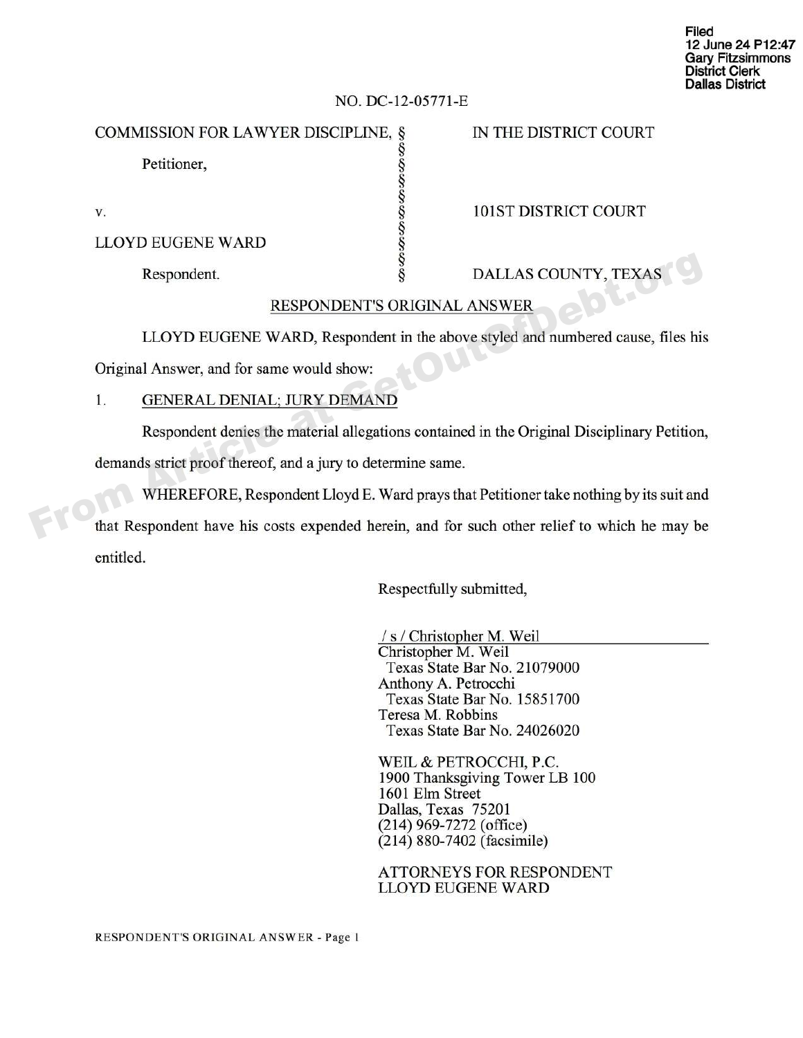Filed
12 June 24 P12:47
Gary Fitzsimmons
District Clerk
Dallas District

NO. DC-12-05771-E

| | | |
|---|---|---|
| COMMISSION FOR LAWYER DISCIPLINE, | § | IN THE DISTRICT COURT |
| Petitioner, | § | |
| | § | |
| v. | § | 101ST DISTRICT COURT |
| | § | |
| LLOYD EUGENE WARD | § | |
| Respondent. | § | DALLAS COUNTY, TEXAS |

## RESPONDENT'S ORIGINAL ANSWER

LLOYD EUGENE WARD, Respondent in the above styled and numbered cause, files his Original Answer, and for same would show:

1. GENERAL DENIAL; JURY DEMAND

Respondent denies the material allegations contained in the Original Disciplinary Petition, demands strict proof thereof, and a jury to determine same.

WHEREFORE, Respondent Lloyd E. Ward prays that Petitioner take nothing by its suit and that Respondent have his costs expended herein, and for such other relief to which he may be entitled.

Respectfully submitted,

/ s / Christopher M. Weil
Christopher M. Weil
Texas State Bar No. 21079000
Anthony A. Petrocchi
Texas State Bar No. 15851700
Teresa M. Robbins
Texas State Bar No. 24026020

WEIL & PETROCCHI, P.C.
1900 Thanksgiving Tower LB 100
1601 Elm Street
Dallas, Texas 75201
(214) 969-7272 (office)
(214) 880-7402 (facsimile)

ATTORNEYS FOR RESPONDENT
LLOYD EUGENE WARD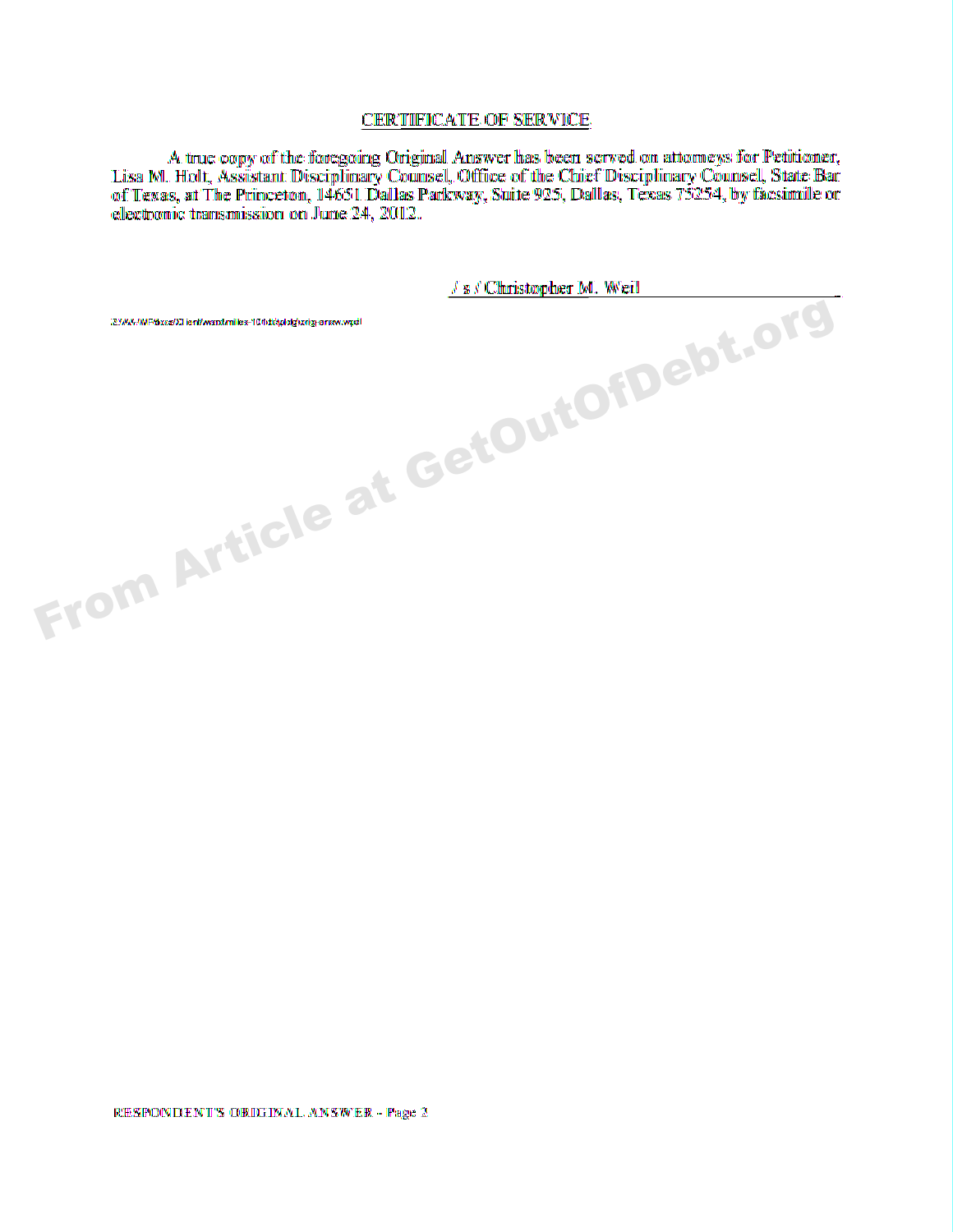## CERTIFICATE OF SERVICE

A true copy of the foregoing Original Answer has been served on attorneys for Petitioner, Lisa M. Holt, Assistant Disciplinary Counsel, Office of the Chief Disciplinary Counsel, State Bar of Texas, at The Princeton, 14651 Dallas Parkway, Suite 925, Dallas, Texas 75254, by facsimile or electronic transmission on June 24, 2012.

/ s / Christopher M. Weil

Z:\WWPdocs\Client\wordmiles-1041\pldg\orig-answ.wpd